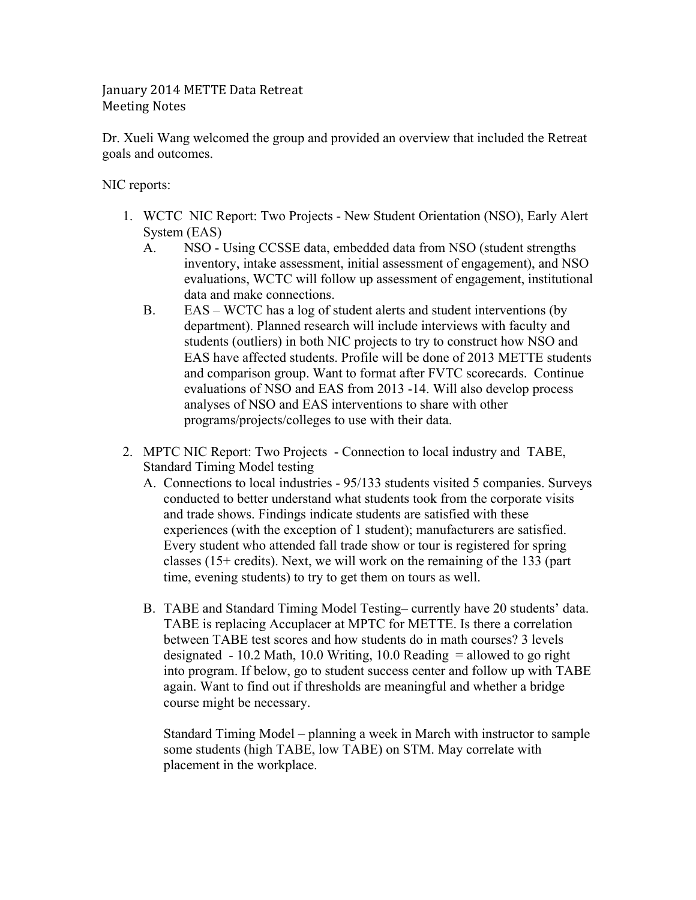January 2014 METTE Data Retreat
Meeting Notes

Dr. Xueli Wang welcomed the group and provided an overview that included the Retreat goals and outcomes.

NIC reports:

1. WCTC NIC Report: Two Projects - New Student Orientation (NSO), Early Alert System (EAS)
   A. NSO - Using CCSSE data, embedded data from NSO (student strengths inventory, intake assessment, initial assessment of engagement), and NSO evaluations, WCTC will follow up assessment of engagement, institutional data and make connections.
   B. EAS – WCTC has a log of student alerts and student interventions (by department). Planned research will include interviews with faculty and students (outliers) in both NIC projects to try to construct how NSO and EAS have affected students. Profile will be done of 2013 METTE students and comparison group. Want to format after FVTC scorecards. Continue evaluations of NSO and EAS from 2013 -14. Will also develop process analyses of NSO and EAS interventions to share with other programs/projects/colleges to use with their data.

2. MPTC NIC Report: Two Projects - Connection to local industry and TABE, Standard Timing Model testing
   A. Connections to local industries - 95/133 students visited 5 companies. Surveys conducted to better understand what students took from the corporate visits and trade shows. Findings indicate students are satisfied with these experiences (with the exception of 1 student); manufacturers are satisfied. Every student who attended fall trade show or tour is registered for spring classes (15+ credits). Next, we will work on the remaining of the 133 (part time, evening students) to try to get them on tours as well.

   B. TABE and Standard Timing Model Testing– currently have 20 students' data. TABE is replacing Accuplacer at MPTC for METTE. Is there a correlation between TABE test scores and how students do in math courses? 3 levels designated - 10.2 Math, 10.0 Writing, 10.0 Reading = allowed to go right into program. If below, go to student success center and follow up with TABE again. Want to find out if thresholds are meaningful and whether a bridge course might be necessary.

      Standard Timing Model – planning a week in March with instructor to sample some students (high TABE, low TABE) on STM. May correlate with placement in the workplace.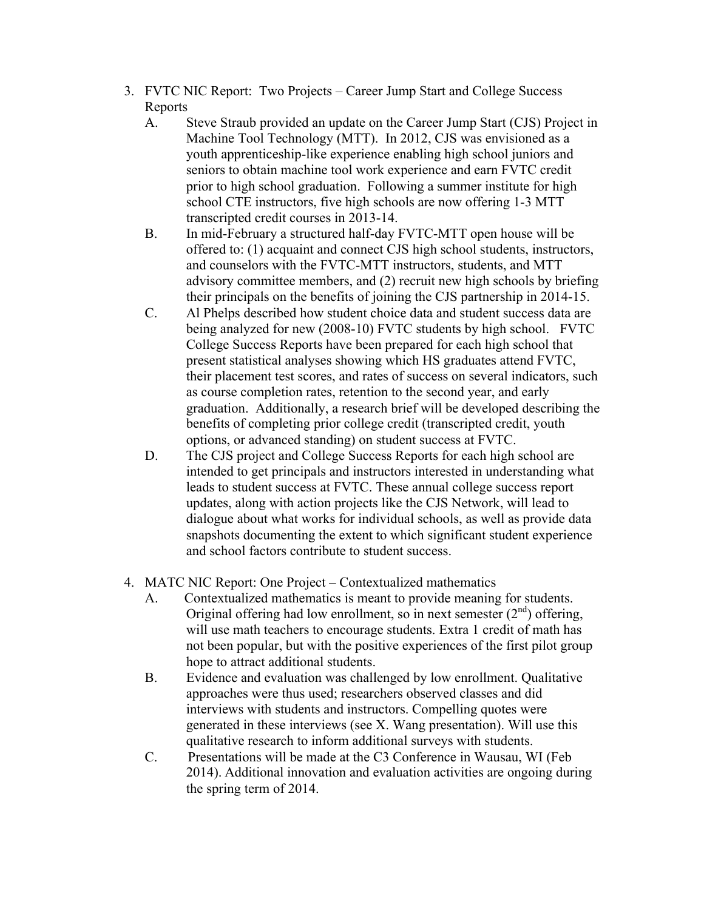3. FVTC NIC Report: Two Projects – Career Jump Start and College Success Reports

   A. Steve Straub provided an update on the Career Jump Start (CJS) Project in Machine Tool Technology (MTT). In 2012, CJS was envisioned as a youth apprenticeship-like experience enabling high school juniors and seniors to obtain machine tool work experience and earn FVTC credit prior to high school graduation. Following a summer institute for high school CTE instructors, five high schools are now offering 1-3 MTT transcripted credit courses in 2013-14.

   B. In mid-February a structured half-day FVTC-MTT open house will be offered to: (1) acquaint and connect CJS high school students, instructors, and counselors with the FVTC-MTT instructors, students, and MTT advisory committee members, and (2) recruit new high schools by briefing their principals on the benefits of joining the CJS partnership in 2014-15.

   C. Al Phelps described how student choice data and student success data are being analyzed for new (2008-10) FVTC students by high school. FVTC College Success Reports have been prepared for each high school that present statistical analyses showing which HS graduates attend FVTC, their placement test scores, and rates of success on several indicators, such as course completion rates, retention to the second year, and early graduation. Additionally, a research brief will be developed describing the benefits of completing prior college credit (transcripted credit, youth options, or advanced standing) on student success at FVTC.

   D. The CJS project and College Success Reports for each high school are intended to get principals and instructors interested in understanding what leads to student success at FVTC. These annual college success report updates, along with action projects like the CJS Network, will lead to dialogue about what works for individual schools, as well as provide data snapshots documenting the extent to which significant student experience and school factors contribute to student success.

4. MATC NIC Report: One Project – Contextualized mathematics

   A. Contextualized mathematics is meant to provide meaning for students. Original offering had low enrollment, so in next semester (2nd) offering, will use math teachers to encourage students. Extra 1 credit of math has not been popular, but with the positive experiences of the first pilot group hope to attract additional students.

   B. Evidence and evaluation was challenged by low enrollment. Qualitative approaches were thus used; researchers observed classes and did interviews with students and instructors. Compelling quotes were generated in these interviews (see X. Wang presentation). Will use this qualitative research to inform additional surveys with students.

   C. Presentations will be made at the C3 Conference in Wausau, WI (Feb 2014). Additional innovation and evaluation activities are ongoing during the spring term of 2014.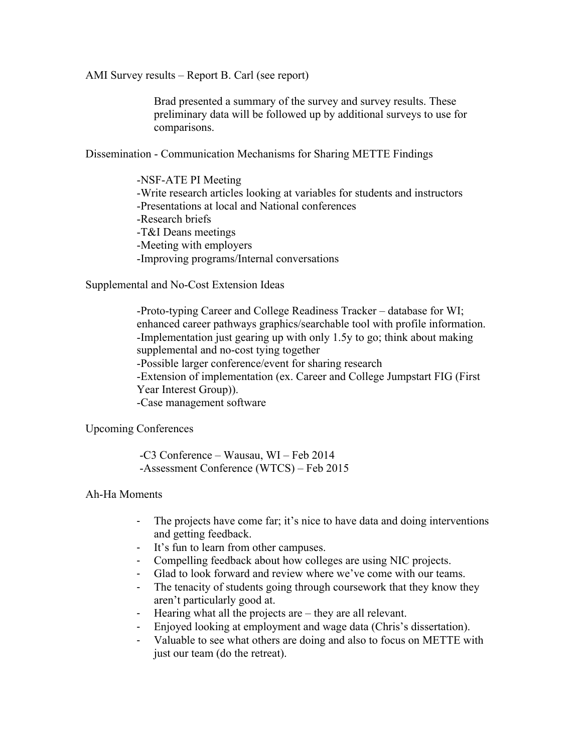AMI Survey results – Report B. Carl (see report)

Brad presented a summary of the survey and survey results. These preliminary data will be followed up by additional surveys to use for comparisons.

Dissemination - Communication Mechanisms for Sharing METTE Findings

-NSF-ATE PI Meeting
-Write research articles looking at variables for students and instructors
-Presentations at local and National conferences
-Research briefs
-T&I Deans meetings
-Meeting with employers
-Improving programs/Internal conversations

Supplemental and No-Cost Extension Ideas

-Proto-typing Career and College Readiness Tracker – database for WI; enhanced career pathways graphics/searchable tool with profile information.
-Implementation just gearing up with only 1.5y to go; think about making supplemental and no-cost tying together
-Possible larger conference/event for sharing research
-Extension of implementation (ex. Career and College Jumpstart FIG (First Year Interest Group)).
-Case management software

Upcoming Conferences

-C3 Conference – Wausau, WI – Feb 2014
-Assessment Conference (WTCS) – Feb 2015

Ah-Ha Moments

- The projects have come far; it's nice to have data and doing interventions and getting feedback.
- It's fun to learn from other campuses.
- Compelling feedback about how colleges are using NIC projects.
- Glad to look forward and review where we've come with our teams.
- The tenacity of students going through coursework that they know they aren't particularly good at.
- Hearing what all the projects are – they are all relevant.
- Enjoyed looking at employment and wage data (Chris's dissertation).
- Valuable to see what others are doing and also to focus on METTE with just our team (do the retreat).